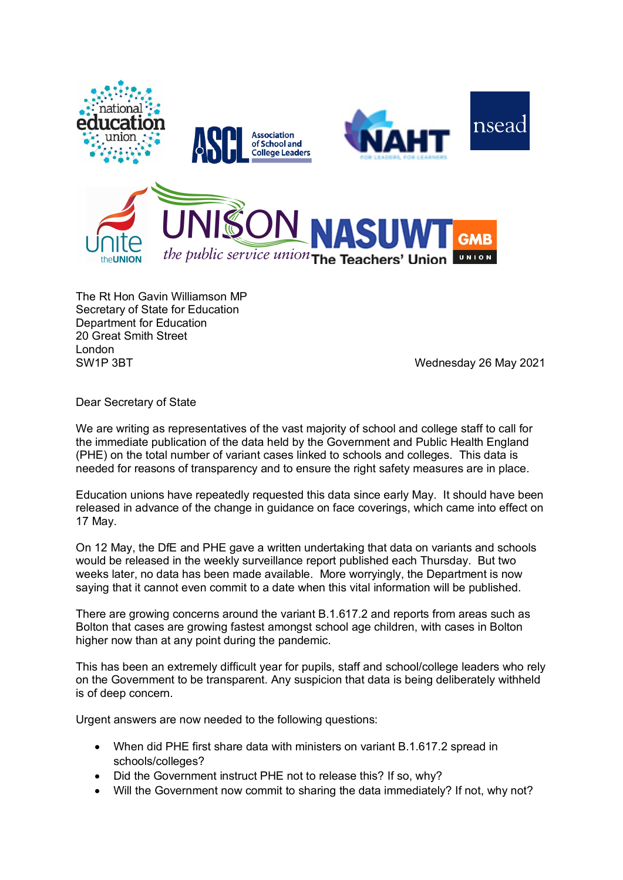The Rt Hon Gavin Williamson MP
Secretary of State for Education
Department for Education
20 Great Smith Street
London
SW1P 3BT

Wednesday 26 May 2021

Dear Secretary of State

We are writing as representatives of the vast majority of school and college staff to call for the immediate publication of the data held by the Government and Public Health England (PHE) on the total number of variant cases linked to schools and colleges. This data is needed for reasons of transparency and to ensure the right safety measures are in place.

Education unions have repeatedly requested this data since early May. It should have been released in advance of the change in guidance on face coverings, which came into effect on 17 May.

On 12 May, the DfE and PHE gave a written undertaking that data on variants and schools would be released in the weekly surveillance report published each Thursday. But two weeks later, no data has been made available. More worryingly, the Department is now saying that it cannot even commit to a date when this vital information will be published.

There are growing concerns around the variant B.1.617.2 and reports from areas such as Bolton that cases are growing fastest amongst school age children, with cases in Bolton higher now than at any point during the pandemic.

This has been an extremely difficult year for pupils, staff and school/college leaders who rely on the Government to be transparent. Any suspicion that data is being deliberately withheld is of deep concern.

Urgent answers are now needed to the following questions:

- When did PHE first share data with ministers on variant B.1.617.2 spread in schools/colleges?
- Did the Government instruct PHE not to release this? If so, why?
- Will the Government now commit to sharing the data immediately? If not, why not?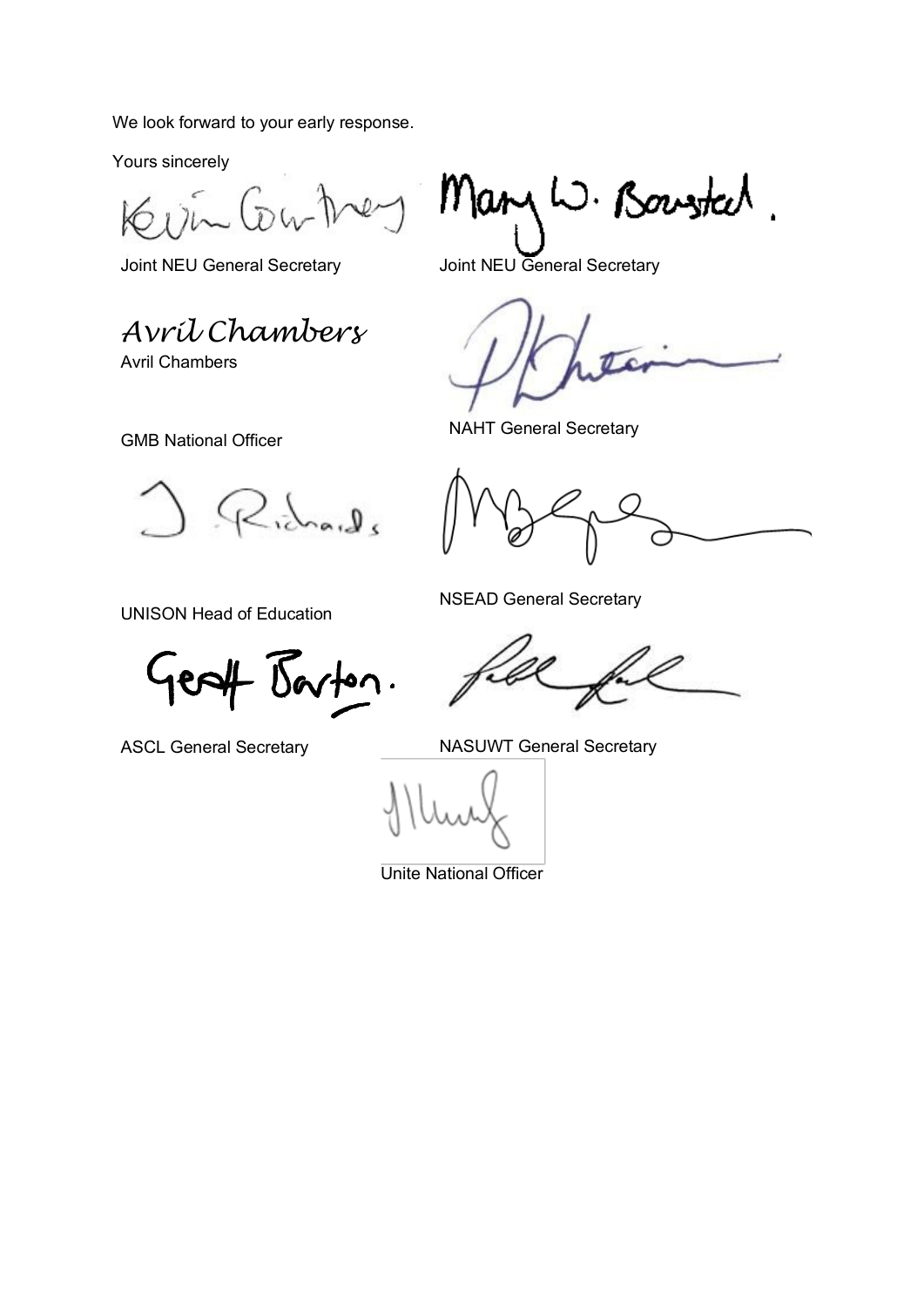We look forward to your early response.

Yours sincerely

Kevin Courtney
Joint NEU General Secretary

Mary W. Bousted.
Joint NEU General Secretary

*Avril Chambers*
Avril Chambers

GMB National Officer

NAHT General Secretary

J Richards

UNISON Head of Education

NSEAD General Secretary

Geoff Barton.

ASCL General Secretary

NASUWT General Secretary

Unite National Officer